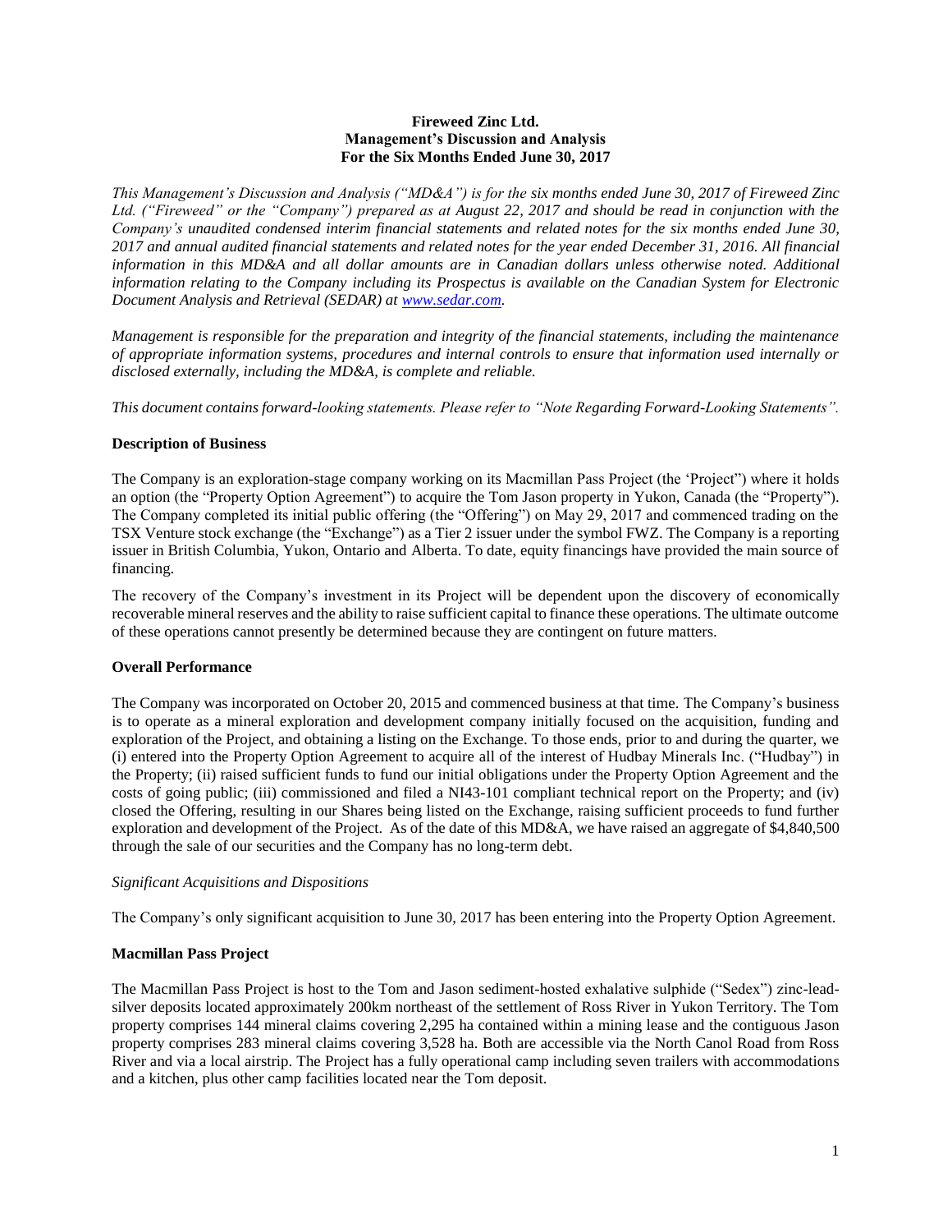**Fireweed Zinc Ltd.**
**Management's Discussion and Analysis**
**For the Six Months Ended June 30, 2017**

*This Management's Discussion and Analysis ("MD&A") is for the six months ended June 30, 2017 of Fireweed Zinc Ltd. ("Fireweed" or the "Company") prepared as at August 22, 2017 and should be read in conjunction with the Company's unaudited condensed interim financial statements and related notes for the six months ended June 30, 2017 and annual audited financial statements and related notes for the year ended December 31, 2016. All financial information in this MD&A and all dollar amounts are in Canadian dollars unless otherwise noted. Additional information relating to the Company including its Prospectus is available on the Canadian System for Electronic Document Analysis and Retrieval (SEDAR) at www.sedar.com.*

*Management is responsible for the preparation and integrity of the financial statements, including the maintenance of appropriate information systems, procedures and internal controls to ensure that information used internally or disclosed externally, including the MD&A, is complete and reliable.*

*This document contains forward-looking statements. Please refer to "Note Regarding Forward-Looking Statements".*

### Description of Business

The Company is an exploration-stage company working on its Macmillan Pass Project (the 'Project") where it holds an option (the "Property Option Agreement") to acquire the Tom Jason property in Yukon, Canada (the "Property"). The Company completed its initial public offering (the "Offering") on May 29, 2017 and commenced trading on the TSX Venture stock exchange (the "Exchange") as a Tier 2 issuer under the symbol FWZ. The Company is a reporting issuer in British Columbia, Yukon, Ontario and Alberta. To date, equity financings have provided the main source of financing.

The recovery of the Company's investment in its Project will be dependent upon the discovery of economically recoverable mineral reserves and the ability to raise sufficient capital to finance these operations. The ultimate outcome of these operations cannot presently be determined because they are contingent on future matters.

### Overall Performance

The Company was incorporated on October 20, 2015 and commenced business at that time. The Company's business is to operate as a mineral exploration and development company initially focused on the acquisition, funding and exploration of the Project, and obtaining a listing on the Exchange. To those ends, prior to and during the quarter, we (i) entered into the Property Option Agreement to acquire all of the interest of Hudbay Minerals Inc. ("Hudbay") in the Property; (ii) raised sufficient funds to fund our initial obligations under the Property Option Agreement and the costs of going public; (iii) commissioned and filed a NI43-101 compliant technical report on the Property; and (iv) closed the Offering, resulting in our Shares being listed on the Exchange, raising sufficient proceeds to fund further exploration and development of the Project. As of the date of this MD&A, we have raised an aggregate of $4,840,500 through the sale of our securities and the Company has no long-term debt.

*Significant Acquisitions and Dispositions*

The Company's only significant acquisition to June 30, 2017 has been entering into the Property Option Agreement.

### Macmillan Pass Project

The Macmillan Pass Project is host to the Tom and Jason sediment-hosted exhalative sulphide ("Sedex") zinc-lead-silver deposits located approximately 200km northeast of the settlement of Ross River in Yukon Territory. The Tom property comprises 144 mineral claims covering 2,295 ha contained within a mining lease and the contiguous Jason property comprises 283 mineral claims covering 3,528 ha. Both are accessible via the North Canol Road from Ross River and via a local airstrip. The Project has a fully operational camp including seven trailers with accommodations and a kitchen, plus other camp facilities located near the Tom deposit.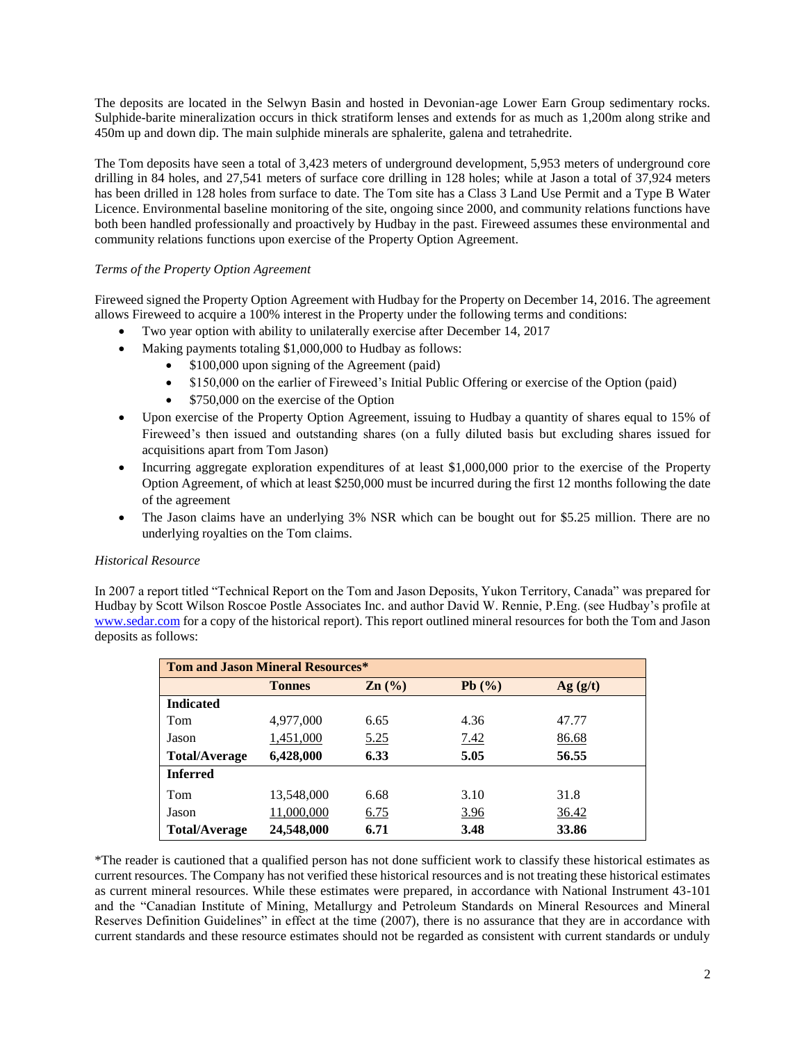The deposits are located in the Selwyn Basin and hosted in Devonian-age Lower Earn Group sedimentary rocks. Sulphide-barite mineralization occurs in thick stratiform lenses and extends for as much as 1,200m along strike and 450m up and down dip. The main sulphide minerals are sphalerite, galena and tetrahedrite.

The Tom deposits have seen a total of 3,423 meters of underground development, 5,953 meters of underground core drilling in 84 holes, and 27,541 meters of surface core drilling in 128 holes; while at Jason a total of 37,924 meters has been drilled in 128 holes from surface to date. The Tom site has a Class 3 Land Use Permit and a Type B Water Licence. Environmental baseline monitoring of the site, ongoing since 2000, and community relations functions have both been handled professionally and proactively by Hudbay in the past. Fireweed assumes these environmental and community relations functions upon exercise of the Property Option Agreement.

*Terms of the Property Option Agreement*

Fireweed signed the Property Option Agreement with Hudbay for the Property on December 14, 2016. The agreement allows Fireweed to acquire a 100% interest in the Property under the following terms and conditions:

- Two year option with ability to unilaterally exercise after December 14, 2017
- Making payments totaling $1,000,000 to Hudbay as follows:
  - $100,000 upon signing of the Agreement (paid)
  - $150,000 on the earlier of Fireweed's Initial Public Offering or exercise of the Option (paid)
  - $750,000 on the exercise of the Option
- Upon exercise of the Property Option Agreement, issuing to Hudbay a quantity of shares equal to 15% of Fireweed's then issued and outstanding shares (on a fully diluted basis but excluding shares issued for acquisitions apart from Tom Jason)
- Incurring aggregate exploration expenditures of at least $1,000,000 prior to the exercise of the Property Option Agreement, of which at least $250,000 must be incurred during the first 12 months following the date of the agreement
- The Jason claims have an underlying 3% NSR which can be bought out for $5.25 million. There are no underlying royalties on the Tom claims.

*Historical Resource*

In 2007 a report titled "Technical Report on the Tom and Jason Deposits, Yukon Territory, Canada" was prepared for Hudbay by Scott Wilson Roscoe Postle Associates Inc. and author David W. Rennie, P.Eng. (see Hudbay's profile at www.sedar.com for a copy of the historical report). This report outlined mineral resources for both the Tom and Jason deposits as follows:

| **Tom and Jason Mineral Resources*** | | | | |
|---|---|---|---|---|
| | **Tonnes** | **Zn (%)** | **Pb (%)** | **Ag (g/t)** |
| **Indicated** | | | | |
| Tom | 4,977,000 | 6.65 | 4.36 | 47.77 |
| Jason | 1,451,000 | 5.25 | 7.42 | 86.68 |
| **Total/Average** | **6,428,000** | **6.33** | **5.05** | **56.55** |
| **Inferred** | | | | |
| Tom | 13,548,000 | 6.68 | 3.10 | 31.8 |
| Jason | 11,000,000 | 6.75 | 3.96 | 36.42 |
| **Total/Average** | **24,548,000** | **6.71** | **3.48** | **33.86** |

*The reader is cautioned that a qualified person has not done sufficient work to classify these historical estimates as current resources. The Company has not verified these historical resources and is not treating these historical estimates as current mineral resources. While these estimates were prepared, in accordance with National Instrument 43-101 and the "Canadian Institute of Mining, Metallurgy and Petroleum Standards on Mineral Resources and Mineral Reserves Definition Guidelines" in effect at the time (2007), there is no assurance that they are in accordance with current standards and these resource estimates should not be regarded as consistent with current standards or unduly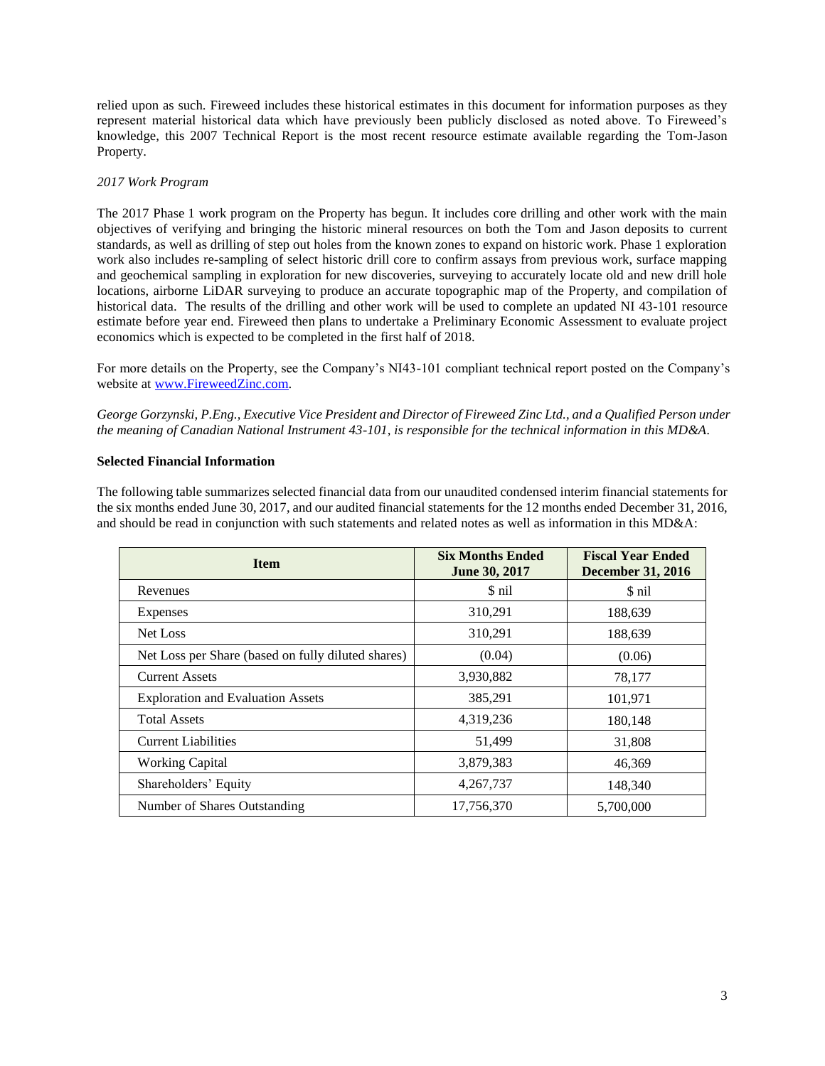relied upon as such. Fireweed includes these historical estimates in this document for information purposes as they represent material historical data which have previously been publicly disclosed as noted above. To Fireweed's knowledge, this 2007 Technical Report is the most recent resource estimate available regarding the Tom-Jason Property.

*2017 Work Program*

The 2017 Phase 1 work program on the Property has begun. It includes core drilling and other work with the main objectives of verifying and bringing the historic mineral resources on both the Tom and Jason deposits to current standards, as well as drilling of step out holes from the known zones to expand on historic work. Phase 1 exploration work also includes re-sampling of select historic drill core to confirm assays from previous work, surface mapping and geochemical sampling in exploration for new discoveries, surveying to accurately locate old and new drill hole locations, airborne LiDAR surveying to produce an accurate topographic map of the Property, and compilation of historical data. The results of the drilling and other work will be used to complete an updated NI 43-101 resource estimate before year end. Fireweed then plans to undertake a Preliminary Economic Assessment to evaluate project economics which is expected to be completed in the first half of 2018.

For more details on the Property, see the Company's NI43-101 compliant technical report posted on the Company's website at www.FireweedZinc.com.

*George Gorzynski, P.Eng., Executive Vice President and Director of Fireweed Zinc Ltd., and a Qualified Person under the meaning of Canadian National Instrument 43-101, is responsible for the technical information in this MD&A.*

**Selected Financial Information**

The following table summarizes selected financial data from our unaudited condensed interim financial statements for the six months ended June 30, 2017, and our audited financial statements for the 12 months ended December 31, 2016, and should be read in conjunction with such statements and related notes as well as information in this MD&A:

| Item | Six Months Ended June 30, 2017 | Fiscal Year Ended December 31, 2016 |
|---|---|---|
| Revenues | $ nil | $ nil |
| Expenses | 310,291 | 188,639 |
| Net Loss | 310,291 | 188,639 |
| Net Loss per Share (based on fully diluted shares) | (0.04) | (0.06) |
| Current Assets | 3,930,882 | 78,177 |
| Exploration and Evaluation Assets | 385,291 | 101,971 |
| Total Assets | 4,319,236 | 180,148 |
| Current Liabilities | 51,499 | 31,808 |
| Working Capital | 3,879,383 | 46,369 |
| Shareholders' Equity | 4,267,737 | 148,340 |
| Number of Shares Outstanding | 17,756,370 | 5,700,000 |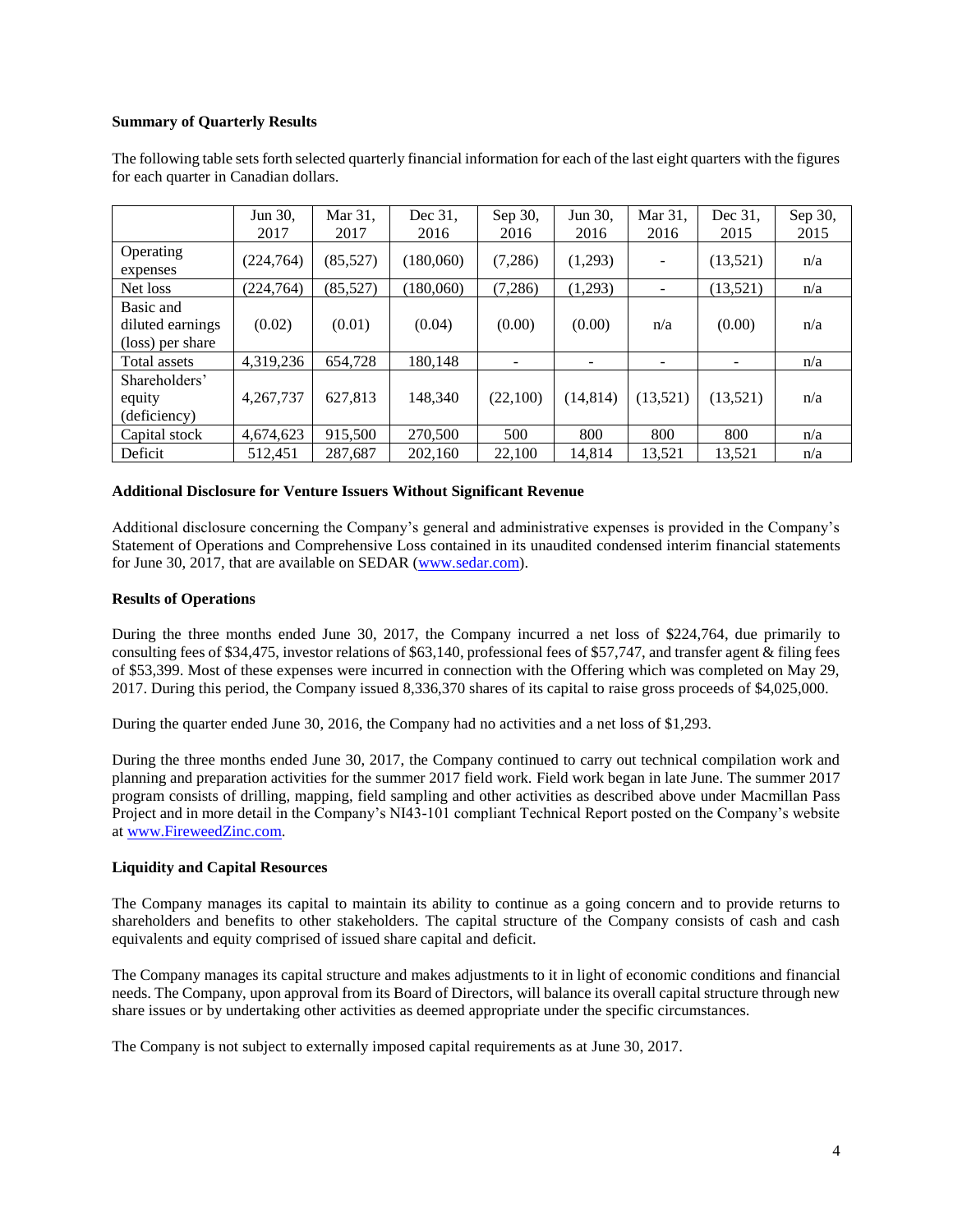**Summary of Quarterly Results**

The following table sets forth selected quarterly financial information for each of the last eight quarters with the figures for each quarter in Canadian dollars.

| | Jun 30, 2017 | Mar 31, 2017 | Dec 31, 2016 | Sep 30, 2016 | Jun 30, 2016 | Mar 31, 2016 | Dec 31, 2015 | Sep 30, 2015 |
|---|---|---|---|---|---|---|---|---|
| Operating expenses | (224,764) | (85,527) | (180,060) | (7,286) | (1,293) | - | (13,521) | n/a |
| Net loss | (224,764) | (85,527) | (180,060) | (7,286) | (1,293) | - | (13,521) | n/a |
| Basic and diluted earnings (loss) per share | (0.02) | (0.01) | (0.04) | (0.00) | (0.00) | n/a | (0.00) | n/a |
| Total assets | 4,319,236 | 654,728 | 180,148 | - | - | - | - | n/a |
| Shareholders' equity (deficiency) | 4,267,737 | 627,813 | 148,340 | (22,100) | (14,814) | (13,521) | (13,521) | n/a |
| Capital stock | 4,674,623 | 915,500 | 270,500 | 500 | 800 | 800 | 800 | n/a |
| Deficit | 512,451 | 287,687 | 202,160 | 22,100 | 14,814 | 13,521 | 13,521 | n/a |

**Additional Disclosure for Venture Issuers Without Significant Revenue**

Additional disclosure concerning the Company's general and administrative expenses is provided in the Company's Statement of Operations and Comprehensive Loss contained in its unaudited condensed interim financial statements for June 30, 2017, that are available on SEDAR (www.sedar.com).

**Results of Operations**

During the three months ended June 30, 2017, the Company incurred a net loss of $224,764, due primarily to consulting fees of $34,475, investor relations of $63,140, professional fees of $57,747, and transfer agent & filing fees of $53,399. Most of these expenses were incurred in connection with the Offering which was completed on May 29, 2017. During this period, the Company issued 8,336,370 shares of its capital to raise gross proceeds of $4,025,000.

During the quarter ended June 30, 2016, the Company had no activities and a net loss of $1,293.

During the three months ended June 30, 2017, the Company continued to carry out technical compilation work and planning and preparation activities for the summer 2017 field work. Field work began in late June. The summer 2017 program consists of drilling, mapping, field sampling and other activities as described above under Macmillan Pass Project and in more detail in the Company's NI43-101 compliant Technical Report posted on the Company's website at www.FireweedZinc.com.

**Liquidity and Capital Resources**

The Company manages its capital to maintain its ability to continue as a going concern and to provide returns to shareholders and benefits to other stakeholders. The capital structure of the Company consists of cash and cash equivalents and equity comprised of issued share capital and deficit.

The Company manages its capital structure and makes adjustments to it in light of economic conditions and financial needs. The Company, upon approval from its Board of Directors, will balance its overall capital structure through new share issues or by undertaking other activities as deemed appropriate under the specific circumstances.

The Company is not subject to externally imposed capital requirements as at June 30, 2017.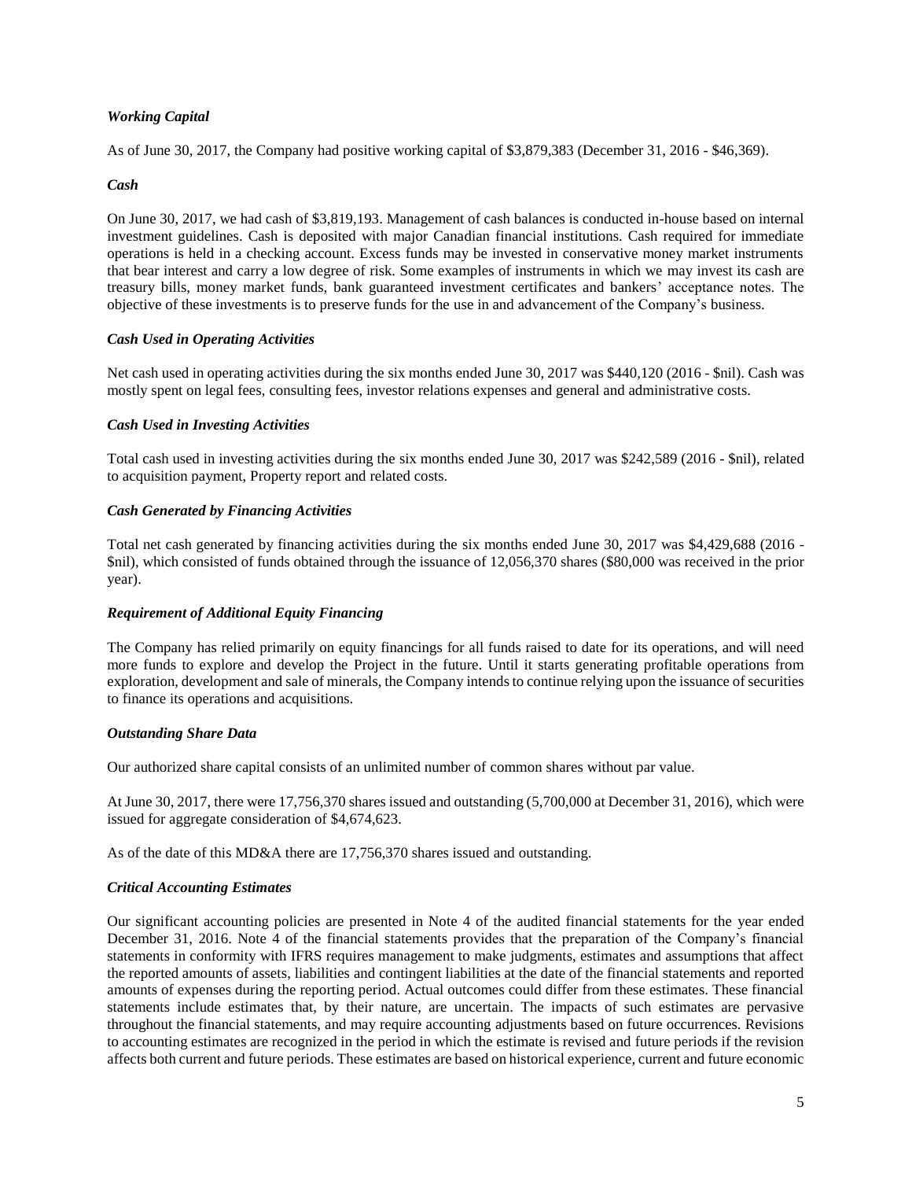***Working Capital***

As of June 30, 2017, the Company had positive working capital of $3,879,383 (December 31, 2016 - $46,369).

***Cash***

On June 30, 2017, we had cash of $3,819,193. Management of cash balances is conducted in-house based on internal investment guidelines. Cash is deposited with major Canadian financial institutions. Cash required for immediate operations is held in a checking account. Excess funds may be invested in conservative money market instruments that bear interest and carry a low degree of risk. Some examples of instruments in which we may invest its cash are treasury bills, money market funds, bank guaranteed investment certificates and bankers' acceptance notes. The objective of these investments is to preserve funds for the use in and advancement of the Company's business.

***Cash Used in Operating Activities***

Net cash used in operating activities during the six months ended June 30, 2017 was $440,120 (2016 - $nil). Cash was mostly spent on legal fees, consulting fees, investor relations expenses and general and administrative costs.

***Cash Used in Investing Activities***

Total cash used in investing activities during the six months ended June 30, 2017 was $242,589 (2016 - $nil), related to acquisition payment, Property report and related costs.

***Cash Generated by Financing Activities***

Total net cash generated by financing activities during the six months ended June 30, 2017 was $4,429,688 (2016 - $nil), which consisted of funds obtained through the issuance of 12,056,370 shares ($80,000 was received in the prior year).

***Requirement of Additional Equity Financing***

The Company has relied primarily on equity financings for all funds raised to date for its operations, and will need more funds to explore and develop the Project in the future. Until it starts generating profitable operations from exploration, development and sale of minerals, the Company intends to continue relying upon the issuance of securities to finance its operations and acquisitions.

***Outstanding Share Data***

Our authorized share capital consists of an unlimited number of common shares without par value.

At June 30, 2017, there were 17,756,370 shares issued and outstanding (5,700,000 at December 31, 2016), which were issued for aggregate consideration of $4,674,623.

As of the date of this MD&A there are 17,756,370 shares issued and outstanding.

***Critical Accounting Estimates***

Our significant accounting policies are presented in Note 4 of the audited financial statements for the year ended December 31, 2016. Note 4 of the financial statements provides that the preparation of the Company's financial statements in conformity with IFRS requires management to make judgments, estimates and assumptions that affect the reported amounts of assets, liabilities and contingent liabilities at the date of the financial statements and reported amounts of expenses during the reporting period. Actual outcomes could differ from these estimates. These financial statements include estimates that, by their nature, are uncertain. The impacts of such estimates are pervasive throughout the financial statements, and may require accounting adjustments based on future occurrences. Revisions to accounting estimates are recognized in the period in which the estimate is revised and future periods if the revision affects both current and future periods. These estimates are based on historical experience, current and future economic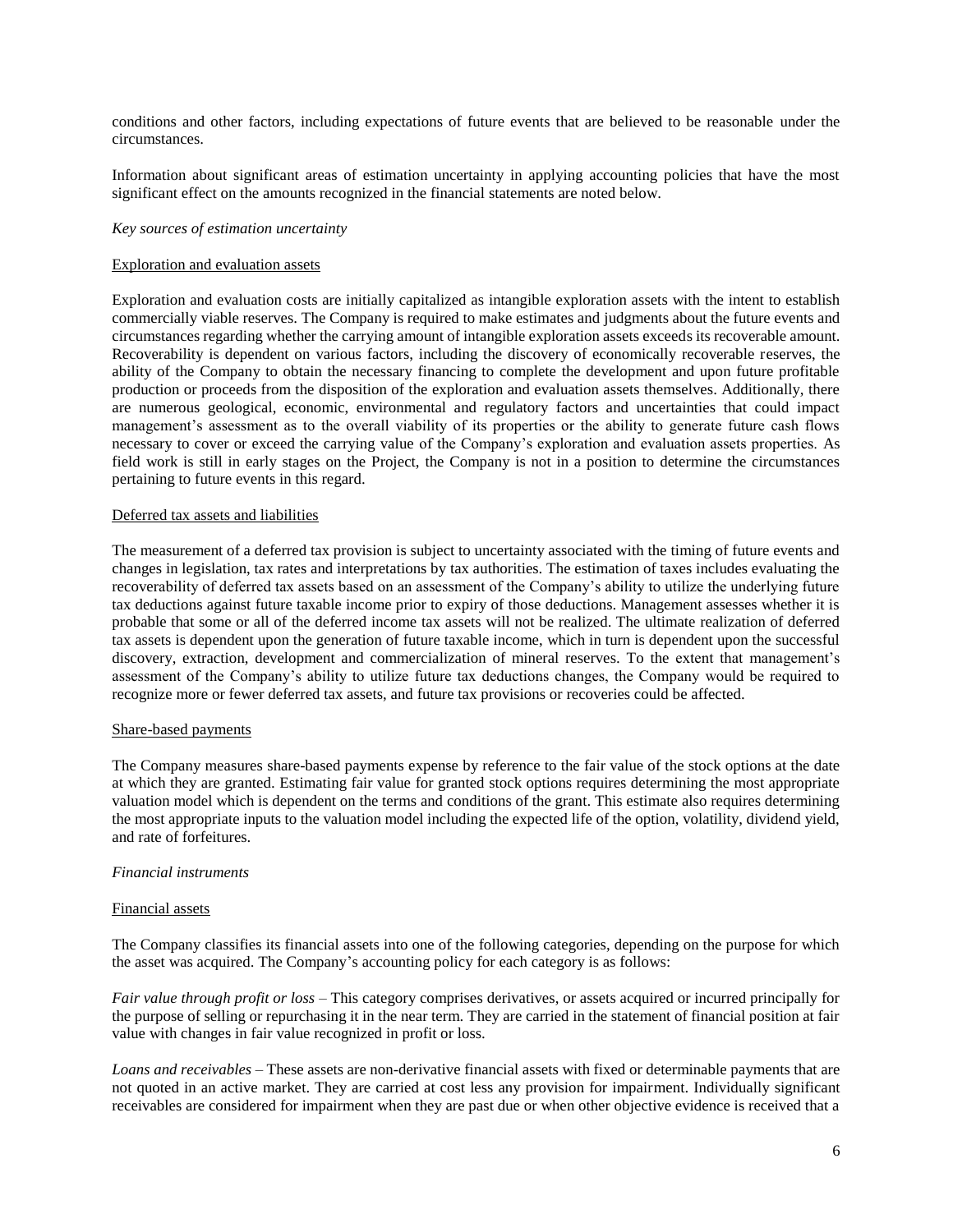conditions and other factors, including expectations of future events that are believed to be reasonable under the circumstances.

Information about significant areas of estimation uncertainty in applying accounting policies that have the most significant effect on the amounts recognized in the financial statements are noted below.

*Key sources of estimation uncertainty*

Exploration and evaluation assets

Exploration and evaluation costs are initially capitalized as intangible exploration assets with the intent to establish commercially viable reserves. The Company is required to make estimates and judgments about the future events and circumstances regarding whether the carrying amount of intangible exploration assets exceeds its recoverable amount. Recoverability is dependent on various factors, including the discovery of economically recoverable reserves, the ability of the Company to obtain the necessary financing to complete the development and upon future profitable production or proceeds from the disposition of the exploration and evaluation assets themselves. Additionally, there are numerous geological, economic, environmental and regulatory factors and uncertainties that could impact management's assessment as to the overall viability of its properties or the ability to generate future cash flows necessary to cover or exceed the carrying value of the Company's exploration and evaluation assets properties. As field work is still in early stages on the Project, the Company is not in a position to determine the circumstances pertaining to future events in this regard.

Deferred tax assets and liabilities

The measurement of a deferred tax provision is subject to uncertainty associated with the timing of future events and changes in legislation, tax rates and interpretations by tax authorities. The estimation of taxes includes evaluating the recoverability of deferred tax assets based on an assessment of the Company's ability to utilize the underlying future tax deductions against future taxable income prior to expiry of those deductions. Management assesses whether it is probable that some or all of the deferred income tax assets will not be realized. The ultimate realization of deferred tax assets is dependent upon the generation of future taxable income, which in turn is dependent upon the successful discovery, extraction, development and commercialization of mineral reserves. To the extent that management's assessment of the Company's ability to utilize future tax deductions changes, the Company would be required to recognize more or fewer deferred tax assets, and future tax provisions or recoveries could be affected.

Share-based payments

The Company measures share-based payments expense by reference to the fair value of the stock options at the date at which they are granted. Estimating fair value for granted stock options requires determining the most appropriate valuation model which is dependent on the terms and conditions of the grant. This estimate also requires determining the most appropriate inputs to the valuation model including the expected life of the option, volatility, dividend yield, and rate of forfeitures.

*Financial instruments*

Financial assets

The Company classifies its financial assets into one of the following categories, depending on the purpose for which the asset was acquired. The Company's accounting policy for each category is as follows:

*Fair value through profit or loss* – This category comprises derivatives, or assets acquired or incurred principally for the purpose of selling or repurchasing it in the near term. They are carried in the statement of financial position at fair value with changes in fair value recognized in profit or loss.

*Loans and receivables* – These assets are non-derivative financial assets with fixed or determinable payments that are not quoted in an active market. They are carried at cost less any provision for impairment. Individually significant receivables are considered for impairment when they are past due or when other objective evidence is received that a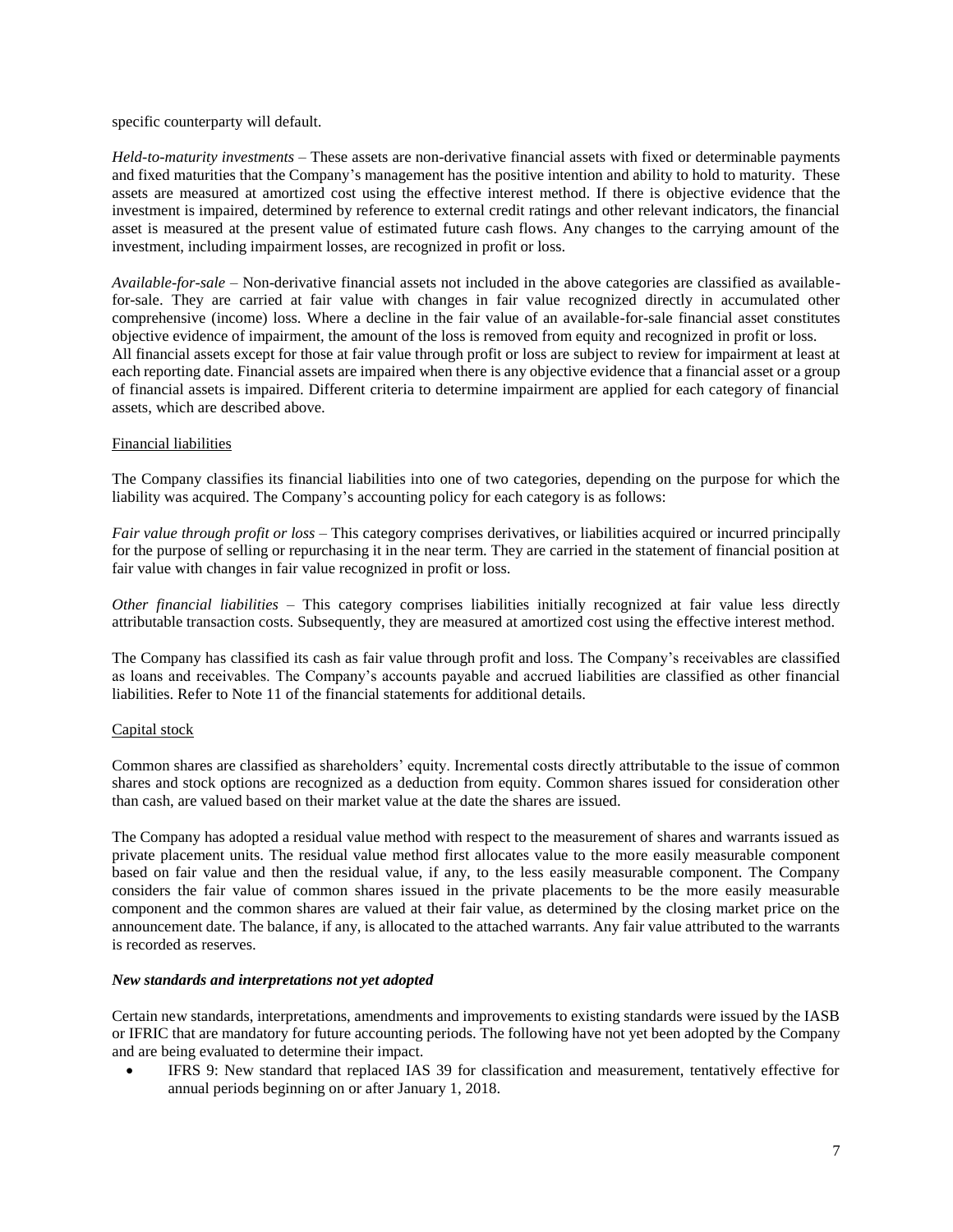specific counterparty will default.

*Held-to-maturity investments* – These assets are non-derivative financial assets with fixed or determinable payments and fixed maturities that the Company's management has the positive intention and ability to hold to maturity. These assets are measured at amortized cost using the effective interest method. If there is objective evidence that the investment is impaired, determined by reference to external credit ratings and other relevant indicators, the financial asset is measured at the present value of estimated future cash flows. Any changes to the carrying amount of the investment, including impairment losses, are recognized in profit or loss.

*Available-for-sale* – Non-derivative financial assets not included in the above categories are classified as available-for-sale. They are carried at fair value with changes in fair value recognized directly in accumulated other comprehensive (income) loss. Where a decline in the fair value of an available-for-sale financial asset constitutes objective evidence of impairment, the amount of the loss is removed from equity and recognized in profit or loss. All financial assets except for those at fair value through profit or loss are subject to review for impairment at least at each reporting date. Financial assets are impaired when there is any objective evidence that a financial asset or a group of financial assets is impaired. Different criteria to determine impairment are applied for each category of financial assets, which are described above.

<u>Financial liabilities</u>

The Company classifies its financial liabilities into one of two categories, depending on the purpose for which the liability was acquired. The Company's accounting policy for each category is as follows:

*Fair value through profit or loss* – This category comprises derivatives, or liabilities acquired or incurred principally for the purpose of selling or repurchasing it in the near term. They are carried in the statement of financial position at fair value with changes in fair value recognized in profit or loss.

*Other financial liabilities* – This category comprises liabilities initially recognized at fair value less directly attributable transaction costs. Subsequently, they are measured at amortized cost using the effective interest method.

The Company has classified its cash as fair value through profit and loss. The Company's receivables are classified as loans and receivables. The Company's accounts payable and accrued liabilities are classified as other financial liabilities. Refer to Note 11 of the financial statements for additional details.

<u>Capital stock</u>

Common shares are classified as shareholders' equity. Incremental costs directly attributable to the issue of common shares and stock options are recognized as a deduction from equity. Common shares issued for consideration other than cash, are valued based on their market value at the date the shares are issued.

The Company has adopted a residual value method with respect to the measurement of shares and warrants issued as private placement units. The residual value method first allocates value to the more easily measurable component based on fair value and then the residual value, if any, to the less easily measurable component. The Company considers the fair value of common shares issued in the private placements to be the more easily measurable component and the common shares are valued at their fair value, as determined by the closing market price on the announcement date. The balance, if any, is allocated to the attached warrants. Any fair value attributed to the warrants is recorded as reserves.

***New standards and interpretations not yet adopted***

Certain new standards, interpretations, amendments and improvements to existing standards were issued by the IASB or IFRIC that are mandatory for future accounting periods. The following have not yet been adopted by the Company and are being evaluated to determine their impact.

- IFRS 9: New standard that replaced IAS 39 for classification and measurement, tentatively effective for annual periods beginning on or after January 1, 2018.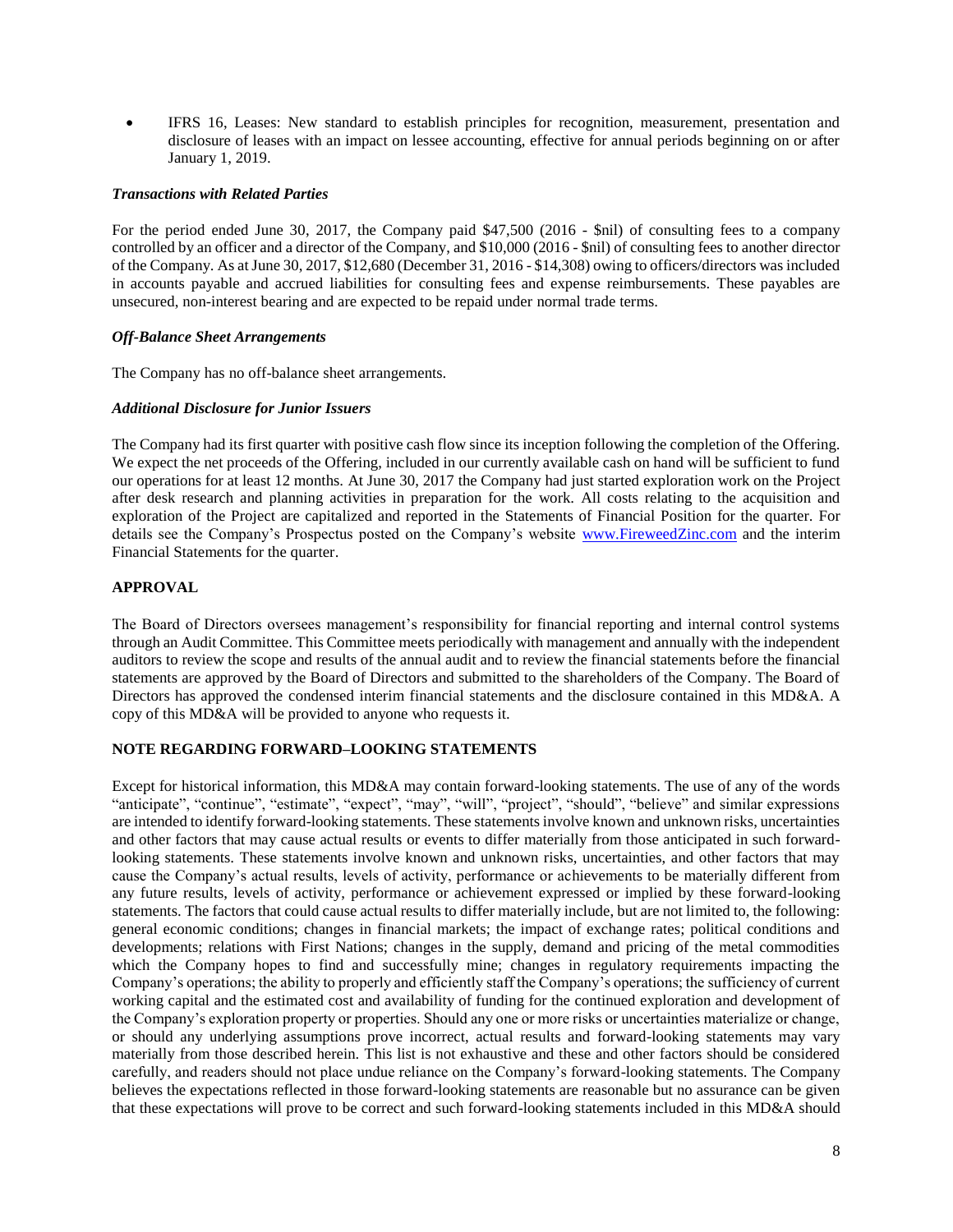- IFRS 16, Leases: New standard to establish principles for recognition, measurement, presentation and disclosure of leases with an impact on lessee accounting, effective for annual periods beginning on or after January 1, 2019.

### *Transactions with Related Parties*

For the period ended June 30, 2017, the Company paid $47,500 (2016 - $nil) of consulting fees to a company controlled by an officer and a director of the Company, and $10,000 (2016 - $nil) of consulting fees to another director of the Company. As at June 30, 2017, $12,680 (December 31, 2016 - $14,308) owing to officers/directors was included in accounts payable and accrued liabilities for consulting fees and expense reimbursements. These payables are unsecured, non-interest bearing and are expected to be repaid under normal trade terms.

### *Off-Balance Sheet Arrangements*

The Company has no off-balance sheet arrangements.

### *Additional Disclosure for Junior Issuers*

The Company had its first quarter with positive cash flow since its inception following the completion of the Offering. We expect the net proceeds of the Offering, included in our currently available cash on hand will be sufficient to fund our operations for at least 12 months. At June 30, 2017 the Company had just started exploration work on the Project after desk research and planning activities in preparation for the work. All costs relating to the acquisition and exploration of the Project are capitalized and reported in the Statements of Financial Position for the quarter. For details see the Company's Prospectus posted on the Company's website [www.FireweedZinc.com](http://www.FireweedZinc.com) and the interim Financial Statements for the quarter.

## APPROVAL

The Board of Directors oversees management's responsibility for financial reporting and internal control systems through an Audit Committee. This Committee meets periodically with management and annually with the independent auditors to review the scope and results of the annual audit and to review the financial statements before the financial statements are approved by the Board of Directors and submitted to the shareholders of the Company. The Board of Directors has approved the condensed interim financial statements and the disclosure contained in this MD&A. A copy of this MD&A will be provided to anyone who requests it.

## NOTE REGARDING FORWARD–LOOKING STATEMENTS

Except for historical information, this MD&A may contain forward-looking statements. The use of any of the words "anticipate", "continue", "estimate", "expect", "may", "will", "project", "should", "believe" and similar expressions are intended to identify forward-looking statements. These statements involve known and unknown risks, uncertainties and other factors that may cause actual results or events to differ materially from those anticipated in such forward-looking statements. These statements involve known and unknown risks, uncertainties, and other factors that may cause the Company's actual results, levels of activity, performance or achievements to be materially different from any future results, levels of activity, performance or achievement expressed or implied by these forward-looking statements. The factors that could cause actual results to differ materially include, but are not limited to, the following: general economic conditions; changes in financial markets; the impact of exchange rates; political conditions and developments; relations with First Nations; changes in the supply, demand and pricing of the metal commodities which the Company hopes to find and successfully mine; changes in regulatory requirements impacting the Company's operations; the ability to properly and efficiently staff the Company's operations; the sufficiency of current working capital and the estimated cost and availability of funding for the continued exploration and development of the Company's exploration property or properties. Should any one or more risks or uncertainties materialize or change, or should any underlying assumptions prove incorrect, actual results and forward-looking statements may vary materially from those described herein. This list is not exhaustive and these and other factors should be considered carefully, and readers should not place undue reliance on the Company's forward-looking statements. The Company believes the expectations reflected in those forward-looking statements are reasonable but no assurance can be given that these expectations will prove to be correct and such forward-looking statements included in this MD&A should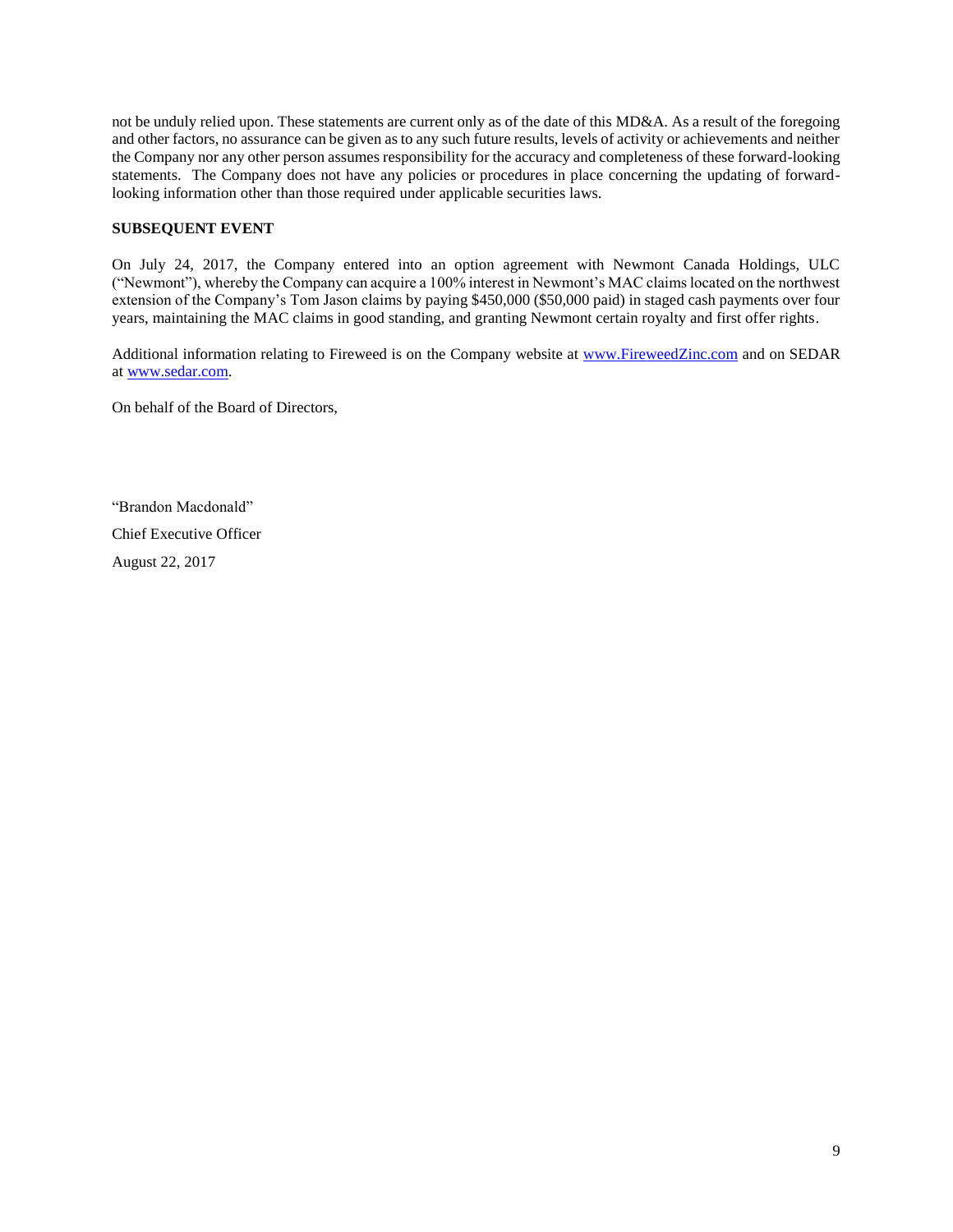not be unduly relied upon. These statements are current only as of the date of this MD&A. As a result of the foregoing and other factors, no assurance can be given as to any such future results, levels of activity or achievements and neither the Company nor any other person assumes responsibility for the accuracy and completeness of these forward-looking statements. The Company does not have any policies or procedures in place concerning the updating of forward-looking information other than those required under applicable securities laws.

**SUBSEQUENT EVENT**

On July 24, 2017, the Company entered into an option agreement with Newmont Canada Holdings, ULC ("Newmont"), whereby the Company can acquire a 100% interest in Newmont's MAC claims located on the northwest extension of the Company's Tom Jason claims by paying $450,000 ($50,000 paid) in staged cash payments over four years, maintaining the MAC claims in good standing, and granting Newmont certain royalty and first offer rights.

Additional information relating to Fireweed is on the Company website at [www.FireweedZinc.com](http://www.FireweedZinc.com) and on SEDAR at [www.sedar.com](http://www.sedar.com).

On behalf of the Board of Directors,

"Brandon Macdonald"

Chief Executive Officer

August 22, 2017